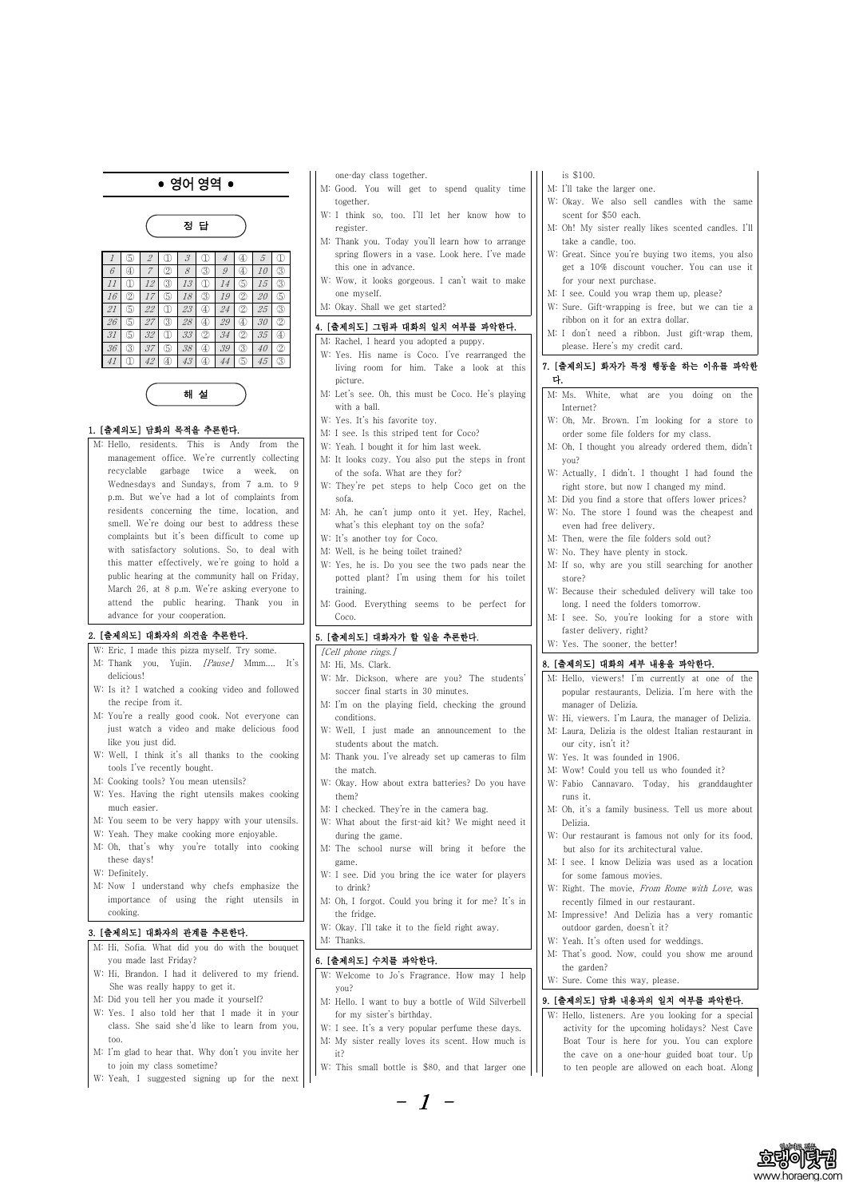# • 영어 영역 •

## 정 답

| | | | | | | | | | |
|---|---|---|---|---|---|---|---|---|---|
| 1 | ⑤ | 2 | ① | 3 | ① | 4 | ④ | 5 | ① |
| 6 | ④ | 7 | ② | 8 | ③ | 9 | ④ | 10 | ③ |
| 11 | ① | 12 | ③ | 13 | ① | 14 | ⑤ | 15 | ③ |
| 16 | ② | 17 | ⑤ | 18 | ③ | 19 | ② | 20 | ⑤ |
| 21 | ⑤ | 22 | ① | 23 | ④ | 24 | ② | 25 | ③ |
| 26 | ⑤ | 27 | ③ | 28 | ④ | 29 | ④ | 30 | ② |
| 31 | ⑤ | 32 | ① | 33 | ② | 34 | ② | 35 | ④ |
| 36 | ③ | 37 | ⑤ | 38 | ④ | 39 | ③ | 40 | ② |
| 41 | ① | 42 | ④ | 43 | ④ | 44 | ⑤ | 45 | ③ |

## 해 설

### 1. [출제의도] 담화의 목적을 추론한다.

M: Hello, residents. This is Andy from the management office. We're currently collecting recyclable garbage twice a week, on Wednesdays and Sundays, from 7 a.m. to 9 p.m. But we've had a lot of complaints from residents concerning the time, location, and smell. We're doing our best to address these complaints but it's been difficult to come up with satisfactory solutions. So, to deal with this matter effectively, we're going to hold a public hearing at the community hall on Friday, March 26, at 8 p.m. We're asking everyone to attend the public hearing. Thank you in advance for your cooperation.

### 2. [출제의도] 대화자의 의견을 추론한다.

W: Eric, I made this pizza myself. Try some.
M: Thank you, Yujin. *[Pause]* Mmm.... It's delicious!
W: Is it? I watched a cooking video and followed the recipe from it.
M: You're a really good cook. Not everyone can just watch a video and make delicious food like you just did.
W: Well, I think it's all thanks to the cooking tools I've recently bought.
M: Cooking tools? You mean utensils?
W: Yes. Having the right utensils makes cooking much easier.
M: You seem to be very happy with your utensils.
W: Yeah. They make cooking more enjoyable.
M: Oh, that's why you're totally into cooking these days!
W: Definitely.
M: Now I understand why chefs emphasize the importance of using the right utensils in cooking.

### 3. [출제의도] 대화자의 관계를 추론한다.

M: Hi, Sofia. What did you do with the bouquet you made last Friday?
W: Hi, Brandon. I had it delivered to my friend. She was really happy to get it.
M: Did you tell her you made it yourself?
W: Yes. I also told her that I made it in your class. She said she'd like to learn from you, too.
M: I'm glad to hear that. Why don't you invite her to join my class sometime?
W: Yeah, I suggested signing up for the next one-day class together.
M: Good. You will get to spend quality time together.
W: I think so, too. I'll let her know how to register.
M: Thank you. Today you'll learn how to arrange spring flowers in a vase. Look here. I've made this one in advance.
W: Wow, it looks gorgeous. I can't wait to make one myself.
M: Okay. Shall we get started?

### 4. [출제의도] 그림과 대화의 일치 여부를 파악한다.

M: Rachel, I heard you adopted a puppy.
W: Yes. His name is Coco. I've rearranged the living room for him. Take a look at this picture.
M: Let's see. Oh, this must be Coco. He's playing with a ball.
W: Yes. It's his favorite toy.
M: I see. Is this striped tent for Coco?
W: Yeah. I bought it for him last week.
M: It looks cozy. You also put the steps in front of the sofa. What are they for?
W: They're pet steps to help Coco get on the sofa.
M: Ah, he can't jump onto it yet. Hey, Rachel, what's this elephant toy on the sofa?
W: It's another toy for Coco.
M: Well, is he being toilet trained?
W: Yes, he is. Do you see the two pads near the potted plant? I'm using them for his toilet training.
M: Good. Everything seems to be perfect for Coco.

### 5. [출제의도] 대화자가 할 일을 추론한다.

*[Cell phone rings.]*
M: Hi, Ms. Clark.
W: Mr. Dickson, where are you? The students' soccer final starts in 30 minutes.
M: I'm on the playing field, checking the ground conditions.
W: Well, I just made an announcement to the students about the match.
M: Thank you. I've already set up cameras to film the match.
W: Okay. How about extra batteries? Do you have them?
M: I checked. They're in the camera bag.
W: What about the first-aid kit? We might need it during the game.
M: The school nurse will bring it before the game.
W: I see. Did you bring the ice water for players to drink?
M: Oh, I forgot. Could you bring it for me? It's in the fridge.
W: Okay. I'll take it to the field right away.
M: Thanks.

### 6. [출제의도] 수치를 파악한다.

W: Welcome to Jo's Fragrance. How may I help you?
M: Hello. I want to buy a bottle of Wild Silverbell for my sister's birthday.
W: I see. It's a very popular perfume these days.
M: My sister really loves its scent. How much is it?
W: This small bottle is $80, and that larger one is $100.
M: I'll take the larger one.
W: Okay. We also sell candles with the same scent for $50 each.
M: Oh! My sister really likes scented candles. I'll take a candle, too.
W: Great. Since you're buying two items, you also get a 10% discount voucher. You can use it for your next purchase.
M: I see. Could you wrap them up, please?
W: Sure. Gift-wrapping is free, but we can tie a ribbon on it for an extra dollar.
M: I don't need a ribbon. Just gift-wrap them, please. Here's my credit card.

### 7. [출제의도] 화자가 특정 행동을 하는 이유를 파악한다.

M: Ms. White, what are you doing on the Internet?
W: Oh, Mr. Brown. I'm looking for a store to order some file folders for my class.
M: Oh, I thought you already ordered them, didn't you?
W: Actually, I didn't. I thought I had found the right store, but now I changed my mind.
M: Did you find a store that offers lower prices?
W: No. The store I found was the cheapest and even had free delivery.
M: Then, were the file folders sold out?
W: No. They have plenty in stock.
M: If so, why are you still searching for another store?
W: Because their scheduled delivery will take too long. I need the folders tomorrow.
M: I see. So, you're looking for a store with faster delivery, right?
W: Yes. The sooner, the better!

### 8. [출제의도] 대화의 세부 내용을 파악한다.

M: Hello, viewers! I'm currently at one of the popular restaurants, Delizia. I'm here with the manager of Delizia.
W: Hi, viewers. I'm Laura, the manager of Delizia.
M: Laura, Delizia is the oldest Italian restaurant in our city, isn't it?
W: Yes. It was founded in 1906.
M: Wow! Could you tell us who founded it?
W: Fabio Cannavaro. Today, his granddaughter runs it.
M: Oh, it's a family business. Tell us more about Delizia.
W: Our restaurant is famous not only for its food, but also for its architectural value.
M: I see. I know Delizia was used as a location for some famous movies.
W: Right. The movie, *From Rome with Love*, was recently filmed in our restaurant.
M: Impressive! And Delizia has a very romantic outdoor garden, doesn't it?
W: Yeah. It's often used for weddings.
M: That's good. Now, could you show me around the garden?
W: Sure. Come this way, please.

### 9. [출제의도] 담화 내용과의 일치 여부를 파악한다.

W: Hello, listeners. Are you looking for a special activity for the upcoming holidays? Nest Cave Boat Tour is here for you. You can explore the cave on a one-hour guided boat tour. Up to ten people are allowed on each boat. Along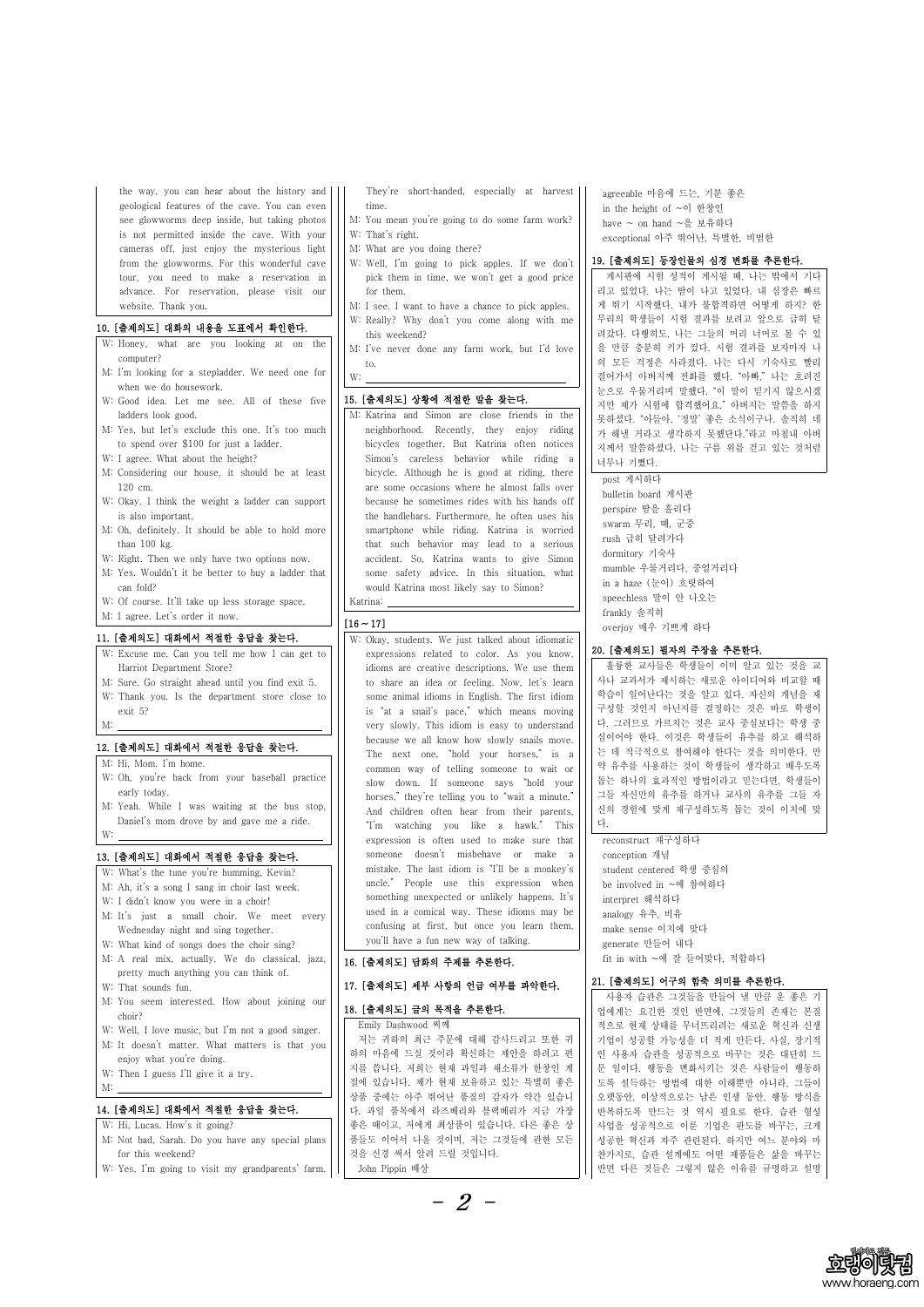the way, you can hear about the history and geological features of the cave. You can even see glowworms deep inside, but taking photos is not permitted inside the cave. With your cameras off, just enjoy the mysterious light from the glowworms. For this wonderful cave tour, you need to make a reservation in advance. For reservation, please visit our website. Thank you.

### 10. [출제의도] 대화의 내용을 도표에서 확인한다.

W: Honey, what are you looking at on the computer?
M: I'm looking for a stepladder. We need one for when we do housework.
W: Good idea. Let me see. All of these five ladders look good.
M: Yes, but let's exclude this one. It's too much to spend over $100 for just a ladder.
W: I agree. What about the height?
M: Considering our house, it should be at least 120 cm.
W: Okay. I think the weight a ladder can support is also important.
M: Oh, definitely. It should be able to hold more than 100 kg.
W: Right. Then we only have two options now.
M: Yes. Wouldn't it be better to buy a ladder that can fold?
W: Of course. It'll take up less storage space.
M: I agree. Let's order it now.

### 11. [출제의도] 대화에서 적절한 응답을 찾는다.

W: Excuse me. Can you tell me how I can get to Harriot Department Store?
M: Sure. Go straight ahead until you find exit 5.
W: Thank you. Is the department store close to exit 5?
M: ______________________________

### 12. [출제의도] 대화에서 적절한 응답을 찾는다.

M: Hi, Mom. I'm home.
W: Oh, you're back from your baseball practice early today.
M: Yeah. While I was waiting at the bus stop, Daniel's mom drove by and gave me a ride.
W: ______________________________

### 13. [출제의도] 대화에서 적절한 응답을 찾는다.

W: What's the tune you're humming, Kevin?
M: Ah, it's a song I sang in choir last week.
W: I didn't know you were in a choir!
M: It's just a small choir. We meet every Wednesday night and sing together.
W: What kind of songs does the choir sing?
M: A real mix, actually. We do classical, jazz, pretty much anything you can think of.
W: That sounds fun.
M: You seem interested. How about joining our choir?
W: Well, I love music, but I'm not a good singer.
M: It doesn't matter. What matters is that you enjoy what you're doing.
W: Then I guess I'll give it a try.
M: ______________________________

### 14. [출제의도] 대화에서 적절한 응답을 찾는다.

W: Hi, Lucas. How's it going?
M: Not bad, Sarah. Do you have any special plans for this weekend?
W: Yes, I'm going to visit my grandparents' farm. They're short-handed, especially at harvest time.
M: You mean you're going to do some farm work?
W: That's right.
M: What are you doing there?
W: Well, I'm going to pick apples. If we don't pick them in time, we won't get a good price for them.
M: I see. I want to have a chance to pick apples.
W: Really? Why don't you come along with me this weekend?
M: I've never done any farm work, but I'd love to.
W: ______________________________

### 15. [출제의도] 상황에 적절한 말을 찾는다.

M: Katrina and Simon are close friends in the neighborhood. Recently, they enjoy riding bicycles together. But Katrina often notices Simon's careless behavior while riding a bicycle. Although he is good at riding, there are some occasions where he almost falls over because he sometimes rides with his hands off the handlebars. Furthermore, he often uses his smartphone while riding. Katrina is worried that such behavior may lead to a serious accident. So, Katrina wants to give Simon some safety advice. In this situation, what would Katrina most likely say to Simon?
Katrina: ______________________________

### [16 ~ 17]

W: Okay, students. We just talked about idiomatic expressions related to color. As you know, idioms are creative descriptions. We use them to share an idea or feeling. Now, let's learn some animal idioms in English. The first idiom is "at a snail's pace," which means moving very slowly. This idiom is easy to understand because we all know how slowly snails move. The next one, "hold your horses," is a common way of telling someone to wait or slow down. If someone says "hold your horses," they're telling you to "wait a minute." And children often hear from their parents, "I'm watching you like a hawk." This expression is often used to make sure that someone doesn't misbehave or make a mistake. The last idiom is "I'll be a monkey's uncle." People use this expression when something unexpected or unlikely happens. It's used in a comical way. These idioms may be confusing at first, but once you learn them, you'll have a fun new way of talking.

### 16. [출제의도] 담화의 주제를 추론한다.

### 17. [출제의도] 세부 사항의 언급 여부를 파악한다.

### 18. [출제의도] 글의 목적을 추론한다.

Emily Dashwood 씨께
저는 귀하의 최근 주문에 대해 감사드리고 또한 귀하의 마음에 드실 것이라 확신하는 제안을 하려고 편지를 씁니다. 저희는 현재 과일과 채소류가 한창인 계절에 있습니다. 제가 현재 보유하고 있는 특별히 좋은 상품 중에는 아주 뛰어난 품질의 감자가 약간 있습니다. 과일 품목에서 라즈베리와 블랙베리가 지금 가장 좋은 때이고, 저에게 최상품이 있습니다. 다른 좋은 상품들도 이어서 나올 것이며, 저는 그것들에 관한 모든 것을 신경 써서 알려 드릴 것입니다.
John Pippin 배상

agreeable 마음에 드는, 기분 좋은
in the height of ~이 한창인
have ~ on hand ~을 보유하다
exceptional 아주 뛰어난, 특별한, 비범한

### 19. [출제의도] 등장인물의 심경 변화를 추론한다.

게시판에 시험 성적이 게시될 때, 나는 밖에서 기다리고 있었다. 나는 땀이 나고 있었다. 내 심장은 빠르게 뛰기 시작했다. 내가 불합격하면 어떻게 하지? 한 무리의 학생들이 시험 결과를 보려고 앞으로 급히 달려갔다. 다행히도, 나는 그들의 머리 너머로 볼 수 있을 만큼 충분히 키가 컸다. 시험 결과를 보자마자 나의 모든 걱정은 사라졌다. 나는 다시 기숙사로 빨리 걸어가서 아버지께 전화를 했다. "아빠," 나는 흐려진 눈으로 우물거리며 말했다. "이 말이 믿기지 않으시겠지만 제가 시험에 합격했어요." 아버지는 말씀을 하지 못하셨다. "아들아, '정말' 좋은 소식이구나. 솔직히 네가 해낼 거라고 생각하지 못했단다."라고 마침내 아버지께서 말씀하셨다. 나는 구름 위를 걷고 있는 것처럼 너무나 기뻤다.

post 게시하다
bulletin board 게시판
perspire 땀을 흘리다
swarm 무리, 떼, 군중
rush 급히 달려가다
dormitory 기숙사
mumble 우물거리다, 중얼거리다
in a haze (눈이) 흐릿하여
speechless 말이 안 나오는
frankly 솔직히
overjoy 매우 기쁘게 하다

### 20. [출제의도] 필자의 주장을 추론한다.

훌륭한 교사들은 학생들이 이미 알고 있는 것을 교사나 교과서가 제시하는 새로운 아이디어와 비교할 때 학습이 일어난다는 것을 알고 있다. 자신의 개념을 재구성할 것인지 아닌지를 결정하는 것은 바로 학생이다. 그러므로 가르치는 것은 교사 중심보다는 학생 중심이어야 한다. 이것은 학생들이 유추를 하고 해석하는 데 적극적으로 참여해야 한다는 것을 의미한다. 만약 유추를 사용하는 것이 학생들이 생각하고 배우도록 돕는 하나의 효과적인 방법이라고 믿는다면, 학생들이 그들 자신만의 유추를 하거나 교사의 유추를 그들 자신의 경험에 맞게 재구성하도록 돕는 것이 이치에 맞다.

reconstruct 재구성하다
conception 개념
student centered 학생 중심의
be involved in ~에 참여하다
interpret 해석하다
analogy 유추, 비유
make sense 이치에 맞다
generate 만들어 내다
fit in with ~에 잘 들어맞다, 적합하다

### 21. [출제의도] 어구의 함축 의미를 추론한다.

사용자 습관은 그것들을 만들어 낼 만큼 운 좋은 기업에게는 요긴한 것인 반면에, 그것들의 존재는 본질적으로 현재 상태를 무너뜨리려는 새로운 혁신과 신생 기업이 성공할 가능성을 더 적게 만든다. 사실, 장기적인 사용자 습관을 성공적으로 바꾸는 것은 대단히 드문 일이다. 행동을 변화시키는 것은 사람들이 행동하도록 설득하는 방법에 대한 이해뿐만 아니라, 그들이 오랫동안, 이상적으로는 남은 인생 동안, 행동 방식을 반복하도록 만드는 것 역시 필요로 한다. 습관 형성 사업을 성공적으로 이룬 기업은 판도를 바꾸는, 크게 성공한 혁신과 자주 관련된다. 하지만 여느 분야와 마찬가지로, 습관 설계에도 어떤 제품들은 삶을 바꾸는 반면 다른 것들은 그렇지 않은 이유를 규명하고 설명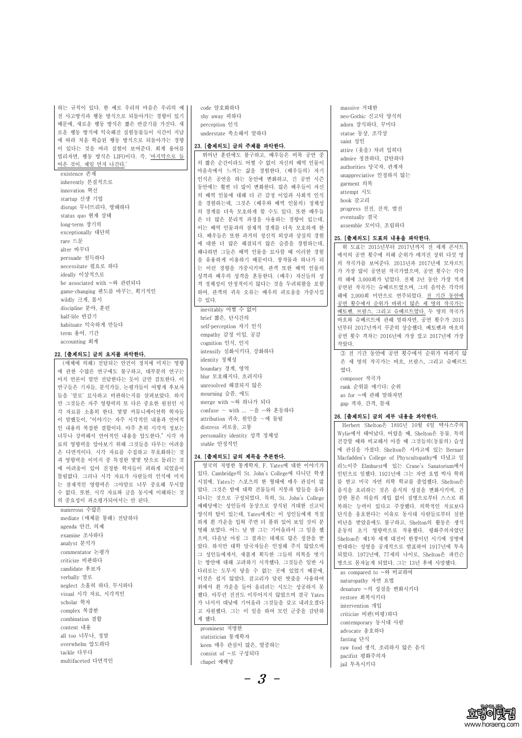하는 규칙이 있다. 한 예로 우리의 마음은 우리의 예전 사고방식과 행동 방식으로 되돌아가는 경향이 있기 때문에, 새로운 행동 방식은 짧은 반감기를 가진다. 새로운 행동 방식에 익숙해진 실험동물들이 시간이 지남에 따라 처음 학습된 행동 방식으로 되돌아가는 경향이 있다는 것을 여러 실험이 보여준다. 회계 용어를 빌리자면, 행동 방식은 LIFO이다. 즉, '마지막으로 들어온 것이, 제일 먼저 나간다.'

existence 존재
inherently 본질적으로
innovation 혁신
startup 신생 기업
disrupt 무너뜨리다, 방해하다
status quo 현재 상태
long-term 장기의
exceptionally 대단히
rare 드문
alter 바꾸다
persuade 설득하다
necessitate 필요로 하다
ideally 이상적으로
be associated with ~와 관련되다
game-changing 판도를 바꾸는, 획기적인
wildly 크게, 몹시
discipline 분야, 훈련
half-life 반감기
habituate 익숙하게 만들다
term 용어, 기간
accounting 회계

## 22. [출제의도] 글의 요지를 파악한다.

(매체에 의해) 전달되는 안건이 정치에 미치는 영향에 관한 수많은 연구에도 불구하고, 대부분의 연구는 마치 언론이 말만 전달한다는 듯이 글만 검토한다. 이 연구들은 기자들, 분석가들, 논평가들이 어떻게 후보자들을 '말로' 묘사하고 비판하는지를 살펴보았다. 하지만 그것들은 자주 영향력의 또 다른 중요한 원천인 시각 자료를 소홀히 한다. 몇몇 커뮤니케이션 학자들이 말했듯이, "이야기는 자주 시각적인 내용과 언어적인 내용의 복잡한 결합이다. 아주 흔히 시각적 정보는 너무나 강력해서 언어적인 내용을 압도한다." 시각 자료의 영향력을 알아보기 위해 그것들을 다루는 어려움은 다면적이다. 시각 자료를 수집하고 부호화하는 것과 영향력을 이미지 중 특정한 몇몇 탓으로 돌리는 것에 어려움이 있어 진정한 학자들이 피하게 되었음이 틀림없다. 그러나 시각 자료가 사람들의 인식에 미치는 잠재적인 영향력은 그야말로 너무 중요해 무시할 수 없다. 또한, 시각 자료와 글을 동시에 이해하는 것의 중요성이 과소평가되어서는 안 된다.

numerous 수많은
mediate (매체를 통해) 전달하다
agenda 안건, 의제
examine 조사하다
analyst 분석가
commentator 논평가
criticize 비판하다
candidate 후보자
verbally 말로
neglect 소홀히 하다, 무시하다
visual 시각 자료, 시각적인
scholar 학자
complex 복잡한
combination 결합
content 내용
all too 너무나, 정말
overwhelm 압도하다
tackle 다루다
multifaceted 다면적인

code 암호화하다
shy away 피하다
perception 인식
understate 축소해서 말하다

## 23. [출제의도] 글의 주제를 파악한다.

뛰어난 훈련에도 불구하고, 배우들은 비록 공연 중의 짧은 순간이라도 어쩔 수 없이 자신의 배역 인물이 마음속에서 느끼는 삶을 경험한다. (배우들의) 자기 인식은 공연을 하는 동안에 변화하고, 긴 공연 시즌 동안에는 훨씬 더 많이 변화한다. 많은 배우들이 자신의 배역 인물에 대해 더 큰 감정 이입과 사회적 인식을 경험하는데, 그것은 (배우와 배역 인물의) 정체성의 경계를 더욱 모호하게 할 수도 있다. 또한 배우들은 더 많은 분리적 과정을 사용하는 경향이 있는데, 이는 배역 인물과의 잠재적 경계를 더욱 모호하게 한다. 배우들은 또한 과거의 정신적 외상과 상실의 경험에 대한 더 많은 해결되지 않은 슬픔을 경험하는데, 왜냐하면 그들은 배역 인물을 묘사할 때 이러한 경험을 유용하게 이용하기 때문이다. 창작물과 하나가 되는 이런 경향을 가중시키며, 관객 또한 배역 인물의 성격과 배우의 성격을 혼동한다. (배우) 자신들의 성격 정체성이 안정적이지 않다는 것을 두려워함을 포함하여, 관객의 귀속 오류는 배우의 괴로움을 가중시킬 수 있다.

inevitably 어쩔 수 없이
brief 짧은, 단시간의
self-perception 자기 인식
empathy 감정 이입, 공감
cognition 인식, 인지
intensify 심화시키다, 강화하다
identity 정체성
boundary 경계, 영역
blur 모호해지다, 흐려지다
unresolved 해결되지 않은
mourning 슬픔, 애도
merge with ~와 하나가 되다
confuse ~ with ... ~을 …와 혼동하다
attribution 귀속, 원인을 ~에 돌림
distress 괴로움, 고통
personality identity 성격 정체성
stable 안정적인

## 24. [출제의도] 글의 제목을 추론한다.

영국의 저명한 통계학자, F. Yates에 대한 이야기가 있다. Cambridge의 St. John's College에 다니던 학생 시절에, Yates는 스포츠의 한 형태에 매우 관심이 많았다. 그것은 밤에 대학 건물들의 지붕과 탑들을 올라다니는 것으로 구성되었다. 특히, St. John's College 예배당에는 성인들의 동상으로 장식된 거대한 신고딕 양식의 탑이 있는데, Yates에게는 이 성인들에게 적절하게 흰 가운을 입혀 주면 더 품위 있어 보일 것이 분명해 보였다. 어느 날 밤 그는 기어올라가서 그 일을 했으며, 다음날 아침 그 결과는 대체로 많은 칭찬을 받았다. 하지만 대학 당국자들은 인정해 주지 않았으며 그 성인들에게서, 새롭게 획득한 그들의 의복을 벗기는 방안에 대해 고려하기 시작했다. 그것들은 일반 사다리로는 도무지 닿을 수 없는 곳에 있었기 때문에, 이것은 쉽지 않았다. 갈고리가 달린 밧줄을 사용하여 위에서 흰 가운을 들어 올리려는 시도는 성공하지 못했다. 아무런 진전도 이루어지지 않았으며 결국 Yates가 나서서 대낮에 기어올라 그것들을 갖고 내려오겠다고 자원했다. 그는 이 일을 하여 모인 군중을 감탄하게 했다.

prominent 저명한
statistician 통계학자
keen 매우 관심이 많은, 열중하는
consist of ~로 구성되다
chapel 예배당

massive 거대한
neo-Gothic 신고딕 양식의
adorn 장식하다, 꾸미다
statue 동상, 조각상
saint 성인
attire (옷을) 차려 입히다
admire 칭찬하다, 감탄하다
authorities 당국자, 관계자
unappreciative 인정하지 않는
garment 의복
attempt 시도
hook 갈고리
progress 진전, 진척, 발전
eventually 결국
assemble 모이다, 조립하다

## 25. [출제의도] 도표의 내용을 파악한다.

위 도표는 2015년부터 2017년까지 전 세계 콘서트에서의 공연 횟수에 의해 순위가 매겨진 상위 다섯 명의 작곡가를 보여준다. 2015년과 2017년에 모차르트가 가장 많이 공연된 작곡가였으며, 공연 횟수는 각각의 해에 3,000회가 넘었다. 전체 3년 동안 가장 적게 공연된 작곡가는 슈베르트였으며, 그의 음악은 각각의 해에 2,000회 미만으로 연주되었다. 전 기간 동안에 공연 횟수에서 순위가 바뀌지 않은 세 명의 작곡가는 베토벤, 브람스, 그리고 슈베르트였다. 두 명의 작곡가 바흐와 슈베르트에 관해 말하자면, 공연 횟수가 2015년부터 2017년까지 꾸준히 상승했다. 베토벤과 바흐의 공연 횟수 격차는 2016년에 가장 컸고 2017년에 가장 작았다.

③ 전 기간 동안에 공연 횟수에서 순위가 바뀌지 않은 세 명의 작곡가는 바흐, 브람스, 그리고 슈베르트였다.

composer 작곡가
rank 순위를 매기다; 순위
as for ~에 관해 말하자면
gap 격차, 간격, 틈새

## 26. [출제의도] 글의 세부 내용을 파악한다.

Herbert Shelton은 1895년 10월 6일 텍사스주의 Wylie에서 태어났다. 어렸을 때, Shelton은 동물, 특히 건강할 때와 비교해서 아플 때 그것들의(동물의) 습성에 관심을 가졌다. Shelton은 시카고에 있는 Bernarr Macfadden's College of Physcultopathy에 다녔고 일리노이주 Elmhurst에 있는 Crane's Sanatorium에서 인턴으로 일했다. 1921년에 그는 자연 요법 박사 학위를 받고 미국 자연 의학 학교를 졸업했다. Shelton은 음식을 요리하는 것은 음식의 성질을 변화시키며, 건강한 몸은 의술의 개입 없이 질병으로부터 스스로 회복하는 능력이 있다고 주장했다. 의학적인 치료보다 단식을 옹호한다는 이유로 동시대 사람들로부터 심한 비난을 받았음에도 불구하고, Shelton의 활동은 생식 운동의 초기 영향력으로 작용했다. 평화주의자였던 Shelton은 제1차 세계 대전이 한창이던 시기에 징병에 반대하는 성명을 공개적으로 발표하여 1917년에 투옥되었다. 1972년에, 77세의 나이로, Shelton은 파킨슨병으로 몸져눕게 되었다. 그는 13년 후에 사망했다.

as compared to ~와 비교하여
naturopathy 자연 요법
denature ~의 성질을 변화시키다
restore 회복시키다
intervention 개입
criticize 비판(비평)하다
contemporary 동시대 사람
advocate 옹호하다
fasting 단식
raw food 생식, 조리하지 않은 음식
pacifist 평화주의자
jail 투옥시키다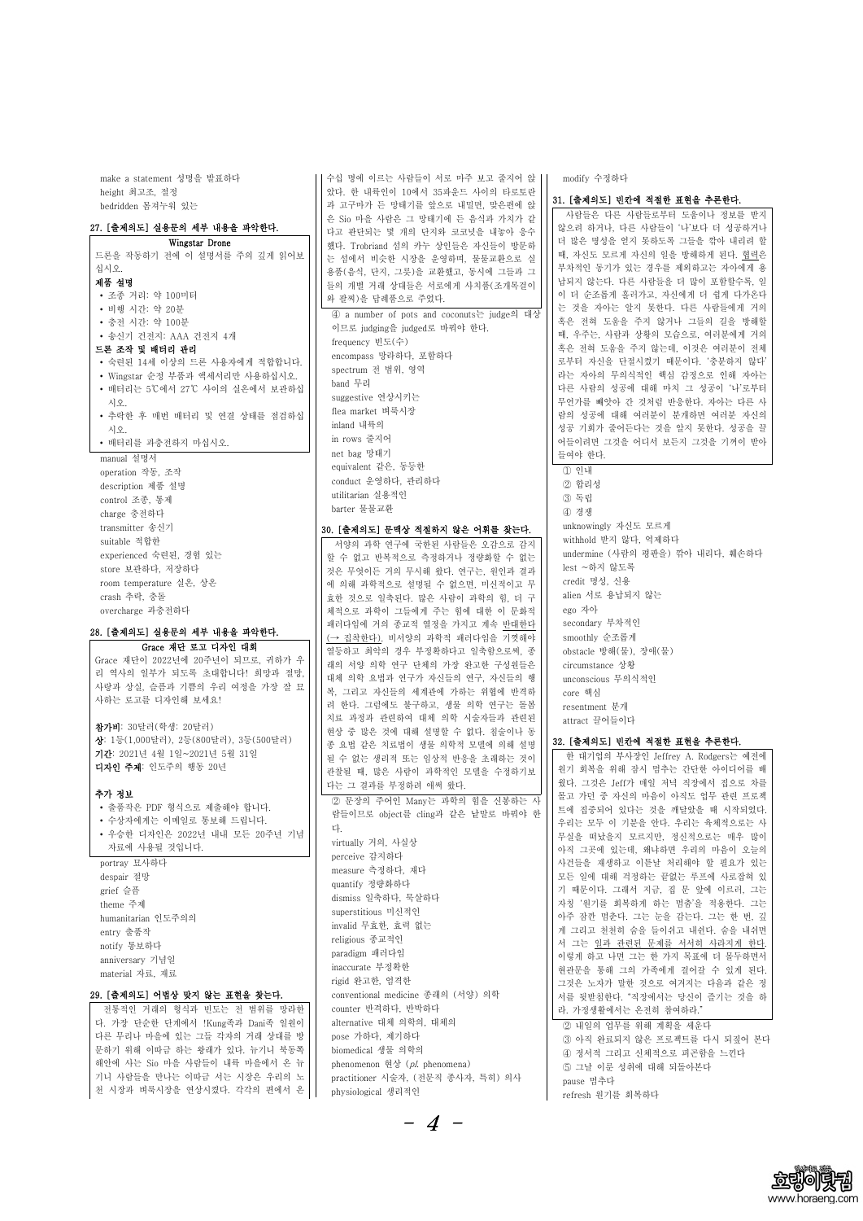make a statement 성명을 발표하다
height 최고조, 절정
bedridden 몸져누워 있는

### 27. [출제의도] 실용문의 세부 내용을 파악한다.

**Wingstar Drone**

드론을 작동하기 전에 이 설명서를 주의 깊게 읽어보십시오.

**제품 설명**

- 조종 거리: 약 100미터
- 비행 시간: 약 20분
- 충전 시간: 약 100분
- 송신기 건전지: AAA 건전지 4개

**드론 조작 및 배터리 관리**

- 숙련된 14세 이상의 드론 사용자에게 적합합니다.
- Wingstar 순정 부품과 액세서리만 사용하십시오.
- 배터리는 5℃에서 27℃ 사이의 실온에서 보관하십시오.
- 추락한 후 매번 배터리 및 연결 상태를 점검하십시오.
- 배터리를 과충전하지 마십시오.

manual 설명서
operation 작동, 조작
description 제품 설명
control 조종, 통제
charge 충전하다
transmitter 송신기
suitable 적합한
experienced 숙련된, 경험 있는
store 보관하다, 저장하다
room temperature 실온, 상온
crash 추락, 충돌
overcharge 과충전하다

### 28. [출제의도] 실용문의 세부 내용을 파악한다.

**Grace 재단 로고 디자인 대회**

Grace 재단이 2022년에 20주년이 되므로, 귀하가 우리 역사의 일부가 되도록 초대합니다! 희망과 절망, 사랑과 상실, 슬픔과 기쁨의 우리 여정을 가장 잘 묘사하는 로고를 디자인해 보세요!

**참가비**: 30달러(학생: 20달러)
**상**: 1등(1,000달러), 2등(800달러), 3등(500달러)
**기간**: 2021년 4월 1일~2021년 5월 31일
**디자인 주제**: 인도주의 행동 20년

**추가 정보**

- 출품작은 PDF 형식으로 제출해야 합니다.
- 수상자에게는 이메일로 통보해 드립니다.
- 우승한 디자인은 2022년 내내 모든 20주년 기념 자료에 사용될 것입니다.

portray 묘사하다
despair 절망
grief 슬픔
theme 주제
humanitarian 인도주의의
entry 출품작
notify 통보하다
anniversary 기념일
material 자료, 재료

### 29. [출제의도] 어법상 맞지 않는 표현을 찾는다.

전통적인 거래의 형식과 빈도는 전 범위를 망라한다. 가장 단순한 단계에서 !Kung족과 Dani족 일원이 다른 무리나 마을에 있는 그들 각자의 거래 상대를 방문하기 위해 이따금 하는 왕래가 있다. 뉴기니 북동쪽 해안에 사는 Sio 마을 사람들이 내륙 마을에서 온 뉴기니 사람들을 만나는 이따금 서는 시장은 우리의 노천 시장과 벼룩시장을 연상시켰다. 각각의 편에서 온 수십 명에 이르는 사람들이 서로 마주 보고 줄지어 앉았다. 한 내륙인이 10에서 35파운드 사이의 타로토란과 고구마가 든 망태기를 앞으로 내밀면, 맞은편에 앉은 Sio 마을 사람은 그 망태기에 든 음식과 가치가 같다고 판단되는 몇 개의 단지와 코코넛을 내놓아 응수했다. Trobriand 섬의 카누 상인들이 자신들이 방문하는 섬에서 비슷한 시장을 운영하며, 물물교환으로 실용품(음식, 단지, 그릇)을 교환했고, 동시에 그들과 그들의 개별 거래 상대들은 서로에게 사치품(조개목걸이와 팔찌)을 답례품으로 주었다.

④ a number of pots and coconuts는 judge의 대상이므로 judging을 judged로 바꿔야 한다.

frequency 빈도(수)
encompass 망라하다, 포함하다
spectrum 전 범위, 영역
band 무리
suggestive 연상시키는
flea market 벼룩시장
inland 내륙의
in rows 줄지어
net bag 망태기
equivalent 같은, 동등한
conduct 운영하다, 관리하다
utilitarian 실용적인
barter 물물교환

### 30. [출제의도] 문맥상 적절하지 않은 어휘를 찾는다.

서양의 과학 연구에 국한된 사람들은 오감으로 감지할 수 없고 반복적으로 측정하거나 정량화할 수 없는 것은 무엇이든 거의 무시해 왔다. 연구는, 원인과 결과에 의해 과학적으로 설명될 수 없으면, 미신적이고 무효한 것으로 일축된다. 많은 사람이 과학의 힘, 더 구체적으로 과학이 그들에게 주는 힘에 대한 이 문화적 패러다임에 거의 종교적 열정을 가지고 계속 반대한다(→ 집착한다). 비서양의 과학적 패러다임을 기껏해야 열등하고 최악의 경우 부정확하다고 일축함으로써, 종래의 서양 의학 연구 단체의 가장 완고한 구성원들은 대체 의학 요법과 연구가 자신들의 연구, 자신들의 행복, 그리고 자신들의 세계관에 가하는 위협에 반격하려 한다. 그럼에도 불구하고, 생물 의학 연구는 돌봄 치료 과정과 관련하여 대체 의학 시술자들과 관련된 현상 중 많은 것에 대해 설명할 수 없다. 침술이나 동종 요법 같은 치료법이 생물 의학적 모델에 의해 설명될 수 없는 생리적 또는 임상적 반응을 초래하는 것이 관찰될 때, 많은 사람이 과학적 모델을 수정하기보다는 그 결과를 부정하려 애써 왔다.

② 문장의 주어인 Many는 과학의 힘을 신봉하는 사람들이므로 object를 cling과 같은 낱말로 바꿔야 한다.

virtually 거의, 사실상
perceive 감지하다
measure 측정하다, 재다
quantify 정량화하다
dismiss 일축하다, 묵살하다
superstitious 미신적인
invalid 무효한, 효력 없는
religious 종교적인
paradigm 패러다임
inaccurate 부정확한
rigid 완고한, 엄격한
conventional medicine 종래의 (서양) 의학
counter 반격하다, 반박하다
alternative 대체 의학적, 대체의
pose 가하다, 제기하다
biomedical 생물 의학의
phenomenon 현상 (*pl.* phenomena)
practitioner 시술자, (전문직 종사자, 특히) 의사
physiological 생리적인
modify 수정하다

### 31. [출제의도] 빈칸에 적절한 표현을 추론한다.

사람들은 다른 사람들로부터 도움이나 정보를 받지 않으려 하거나, 다른 사람들이 '나'보다 더 성공하거나 더 많은 명성을 얻지 못하도록 그들을 깎아 내리려 할 때, 자신도 모르게 자신의 일을 방해하게 된다. 협력은 부차적인 동기가 있는 경우를 제외하고는 자아에게 용납되지 않는다. 다른 사람들을 더 많이 포함할수록, 일이 더 순조롭게 흘러가고, 자신에게 더 쉽게 다가온다는 것을 자아는 알지 못한다. 다른 사람들에게 거의 혹은 전혀 도움을 주지 않거나 그들의 길을 방해할 때, 우주는, 사람과 상황의 모습으로, 여러분에게 거의 혹은 전혀 도움을 주지 않는데, 이것은 여러분이 전체로부터 자신을 단절시켰기 때문이다. '충분하지 않다'라는 자아의 무의식적인 핵심 감정으로 인해 자아는 다른 사람의 성공에 대해 마치 그 성공이 '나'로부터 무언가를 빼앗아 간 것처럼 반응한다. 자아는 다른 사람의 성공에 대해 여러분이 분개하면 여러분 자신의 성공 기회가 줄어든다는 것을 알지 못한다. 성공을 끌어들이려면 그것을 어디서 보든지 그것을 기꺼이 받아들여야 한다.

① 인내
② 합리성
③ 독립
④ 경쟁

unknowingly 자신도 모르게
withhold 받지 않다, 억제하다
undermine (사람의 평판을) 깎아 내리다, 훼손하다
lest ~하지 않도록
credit 명성, 신용
alien 서로 용납되지 않는
ego 자아
secondary 부차적인
smoothly 순조롭게
obstacle 방해(물), 장애(물)
circumstance 상황
unconscious 무의식적인
core 핵심
resentment 분개
attract 끌어들이다

### 32. [출제의도] 빈칸에 적절한 표현을 추론한다.

한 대기업의 부사장인 Jeffrey A. Rodgers는 예전에 원기 회복을 위해 잠시 멈추는 간단한 아이디어를 배웠다. 그것은 Jeff가 매일 저녁 직장에서 집으로 차를 몰고 가던 중 자신의 마음이 아직도 업무 관련 프로젝트에 집중되어 있다는 것을 깨달았을 때 시작되었다. 우리는 모두 이 기분을 안다. 우리는 육체적으로는 사무실을 떠났을지 모르지만, 정신적으로는 매우 많이 아직 그곳에 있는데, 왜냐하면 우리의 마음이 오늘의 사건들을 재생하고 이튿날 처리해야 할 필요가 있는 모든 일에 대해 걱정하는 끝없는 루프에 사로잡혀 있기 때문이다. 그래서 지금, 집 문 앞에 이르러, 그는 자칭 '원기를 회복하게 하는 멈춤'을 적용한다. 그는 아주 잠깐 멈춘다. 그는 눈을 감는다. 그는 한 번, 깊게 그리고 천천히 숨을 들이쉬고 내쉰다. 숨을 내쉬면서 그는 일과 관련된 문제를 서서히 사라지게 한다. 이렇게 하고 나면 그는 한 가지 목표에 더 몰두하면서 현관문을 통해 그의 가족에게 걸어갈 수 있게 된다. 그것은 노자가 말한 것으로 여겨지는 다음과 같은 정서를 뒷받침한다. "직장에서는 당신이 즐기는 것을 하라. 가정생활에서는 온전히 참여하라."

② 내일의 업무를 위해 계획을 세운다
③ 아직 완료되지 않은 프로젝트를 다시 되짚어 본다
④ 정서적 그리고 신체적으로 피곤함을 느낀다
⑤ 그날 이룬 성취에 대해 되돌아본다

pause 멈추다
refresh 원기를 회복하다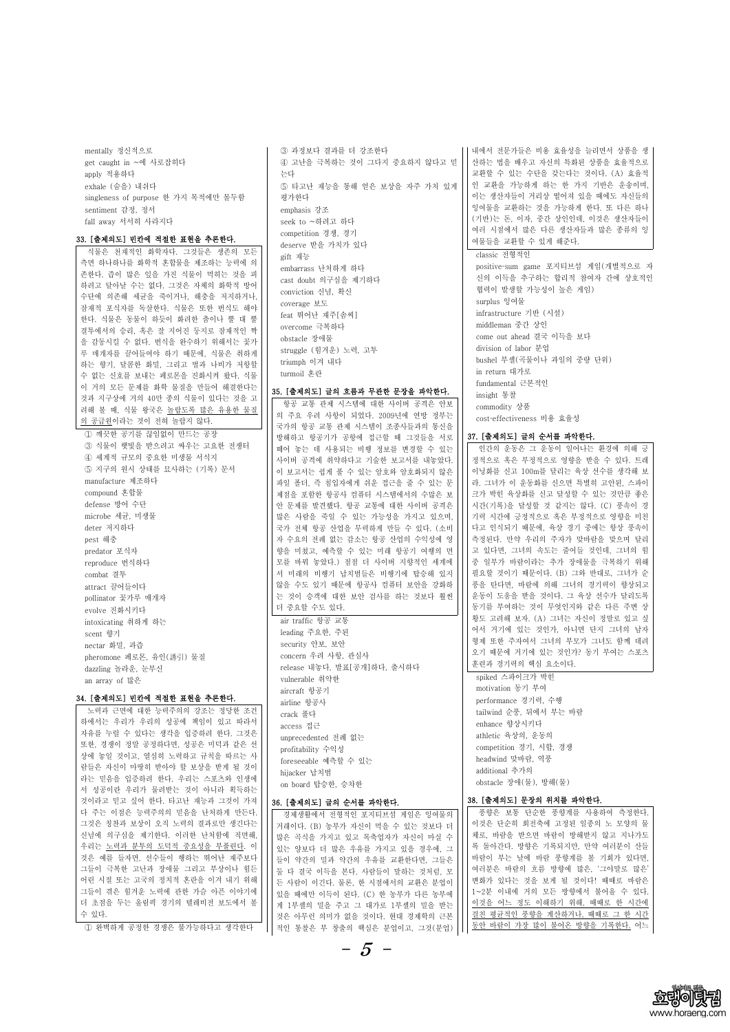mentally 정신적으로
get caught in ~에 사로잡히다
apply 적용하다
exhale (숨을) 내쉬다
singleness of purpose 한 가지 목적에만 몰두함
sentiment 감정, 정서
fall away 서서히 사라지다

### 33. [출제의도] 빈칸에 적절한 표현을 추론한다.

식물은 천재적인 화학자다. 그것들은 생존의 모든 측면 하나하나를 화학적 혼합물을 제조하는 능력에 의존한다. 즙이 많은 잎을 가진 식물이 먹히는 것을 피하려고 달아날 수는 없다. 그것은 자체의 화학적 방어 수단에 의존해 세균을 죽이거나, 해충을 저지하거나, 잠재적 포식자를 독살한다. 식물은 또한 번식도 해야 한다. 식물은 동물이 하듯이 화려한 춤이나 뿔 대 뿔 결투에서의 승리, 혹은 잘 지어진 둥지로 잠재적 짝을 감동시킬 수 없다. 번식을 완수하기 위해서는 꽃가루 매개자를 끌어들여야 하기 때문에, 식물은 취하게 하는 향기, 달콤한 화밀, 그리고 벌과 나비가 저항할 수 없는 신호를 보내는 페로몬을 진화시켜 왔다. 식물이 이 모든 문제를 화학 물질을 만들어 해결한다는 것과 지구상에 거의 40만 종의 식물이 있다는 것을 고려해 볼 때, 식물 왕국은 놀랍도록 많은 유용한 물질의 공급원이라는 것이 전혀 놀랍지 않다.

① 깨끗한 공기를 끊임없이 만드는 공장
② 식물이 햇빛을 받으려고 싸우는 고요한 전쟁터
④ 세계적 규모의 중요한 미생물 서식지
⑤ 지구의 원시 상태를 묘사하는 (기록) 문서

manufacture 제조하다
compound 혼합물
defense 방어 수단
microbe 세균, 미생물
deter 저지하다
pest 해충
predator 포식자
reproduce 번식하다
combat 결투
attract 끌어들이다
pollinator 꽃가루 매개자
evolve 진화시키다
intoxicating 취하게 하는
scent 향기
nectar 화밀, 과즙
pheromone 페로몬, 유인(誘引) 물질
dazzling 놀라운, 눈부신
an array of 많은

### 34. [출제의도] 빈칸에 적절한 표현을 추론한다.

노력과 근면에 대한 능력주의의 강조는 정당한 조건 하에서는 우리가 우리의 성공에 책임이 있고 따라서 자유를 누릴 수 있다는 생각을 입증하려 한다. 그것은 또한, 경쟁이 정말 공정하다면, 성공은 미덕과 같은 선상에 놓일 것이고, 열심히 노력하고 규칙을 따르는 사람들은 자신이 마땅히 받아야 할 보상을 받게 될 것이라는 믿음을 입증하려 한다. 우리는 스포츠와 인생에서 성공이란 우리가 물려받는 것이 아니라 획득하는 것이라고 믿고 싶어 한다. 타고난 재능과 그것이 가져다 주는 이점은 능력주의의 믿음을 난처하게 만든다. 그것은 칭찬과 보상이 오직 노력의 결과로만 생긴다는 신념에 의구심을 제기한다. 이러한 난처함에 직면해, 우리는 노력과 분투의 도덕적 중요성을 부풀린다. 이것은 예를 들자면, 선수들이 행하는 뛰어난 재주보다 그들이 극복한 고난과 장애물 그리고 부상이나 힘든 어린 시절 또는 고국의 정치적 혼란을 이겨 내기 위해 그들이 겪은 힘겨운 노력에 관한 가슴 아픈 이야기에 더 초점을 두는 올림픽 경기의 텔레비전 보도에서 볼 수 있다.

① 완벽하게 공정한 경쟁은 불가능하다고 생각한다
③ 과정보다 결과를 더 강조한다
④ 고난을 극복하는 것이 그다지 중요하지 않다고 믿는다
⑤ 타고난 재능을 통해 얻은 보상을 자주 가치 있게 평가한다

emphasis 강조
seek to ~하려고 하다
competition 경쟁, 경기
deserve 받을 가치가 있다
gift 재능
embarrass 난처하게 하다
cast doubt 의구심을 제기하다
conviction 신념, 확신
coverage 보도
feat 뛰어난 재주[솜씨]
overcome 극복하다
obstacle 장애물
struggle (힘겨운) 노력, 고투
triumph 이겨 내다
turmoil 혼란

### 35. [출제의도] 글의 흐름과 무관한 문장을 파악한다.

항공 교통 관제 시스템에 대한 사이버 공격은 안보의 주요 우려 사항이 되었다. 2009년에 연방 정부는 국가의 항공 교통 관제 시스템이 조종사들과의 통신을 방해하고 항공기가 공항에 접근할 때 그것들을 서로 떼어 놓는 데 사용되는 비행 정보를 변경할 수 있는 사이버 공격에 취약하다고 기술한 보고서를 내놓았다. 이 보고서는 쉽게 풀 수 있는 암호와 암호화되지 않은 파일 폴더, 즉 침입자에게 쉬운 접근을 줄 수 있는 문제점을 포함한 항공사 컴퓨터 시스템에서의 수많은 보안 문제를 발견했다. 항공 교통에 대한 사이버 공격은 많은 사람을 죽일 수 있는 가능성을 가지고 있으며, 국가 전체 항공 산업을 무력하게 만들 수 있다. (소비자 수요의 전례 없는 감소는 항공 산업의 수익성에 영향을 미쳤고, 예측할 수 있는 미래 항공기 여행의 면모를 바꿔 놓았다.) 점점 더 사이버 지향적인 세계에서 미래의 비행기 납치범들은 비행기에 탑승해 있지 않을 수도 있기 때문에 항공사 컴퓨터 보안을 강화하는 것이 승객에 대한 보안 검사를 하는 것보다 훨씬 더 중요할 수도 있다.

air traffic 항공 교통
leading 주요한, 주된
security 안보, 보안
concern 우려 사항, 관심사
release 내놓다, 발표[공개]하다, 출시하다
vulnerable 취약한
aircraft 항공기
airline 항공사
crack 풀다
access 접근
unprecedented 전례 없는
profitability 수익성
foreseeable 예측할 수 있는
hijacker 납치범
on board 탑승한, 승차한

### 36. [출제의도] 글의 순서를 파악한다.

경제생활에서 전형적인 포지티브섬 게임은 잉여물의 거래이다. (B) 농부가 자신이 먹을 수 있는 것보다 더 많은 곡식을 가지고 있고 목축업자가 자신이 마실 수 있는 양보다 더 많은 우유를 가지고 있을 경우에, 그들이 약간의 밀과 약간의 우유를 교환한다면, 그들은 둘 다 결국 이득을 본다. 사람들이 말하는 것처럼, 모든 사람이 이긴다. 물론, 한 시점에서의 교환은 분업이 있을 때에만 이득이 된다. (C) 한 농부가 다른 농부에게 1부셸의 밀을 주고 그 대가로 1부셸의 밀을 받는 것은 아무런 의미가 없을 것이다. 현대 경제학의 근본적인 통찰은 부 창출의 핵심은 분업이고, 그것(분업) 내에서 전문가들은 비용 효율성을 늘리면서 상품을 생산하는 법을 배우고 자신의 특화된 상품을 효율적으로 교환할 수 있는 수단을 갖는다는 것이다. (A) 효율적인 교환을 가능하게 하는 한 가지 기반은 운송이며, 이는 생산자들이 거리상 떨어져 있을 때에도 자신들의 잉여물을 교환하는 것을 가능하게 한다. 또 다른 하나(기반)는 돈, 이자, 중간 상인인데, 이것은 생산자들이 여러 시점에서 많은 다른 생산자들과 많은 종류의 잉여물들을 교환할 수 있게 해준다.

classic 전형적인
positive-sum game 포지티브섬 게임(개별적으로 자신의 이득을 추구하는 합리적 참여자 간에 상호적인 협력이 발생할 가능성이 높은 게임)
surplus 잉여물
infrastructure 기반 (시설)
middleman 중간 상인
come out ahead 결국 이득을 보다
division of labor 분업
bushel 부셸(곡물이나 과일의 중량 단위)
in return 대가로
fundamental 근본적인
insight 통찰
commodity 상품
cost-effectiveness 비용 효율성

### 37. [출제의도] 글의 순서를 파악한다.

인간의 운동은 그 운동이 일어나는 환경에 의해 긍정적으로 혹은 부정적으로 영향을 받을 수 있다. 트레이닝화를 신고 100m를 달리는 육상 선수를 생각해 보라. 그녀가 이 운동화를 신으면 특별히 고안된, 스파이크가 박힌 육상화를 신고 달성할 수 있는 것만큼 좋은 시간(기록)을 달성할 것 같지는 않다. (C) 풍속이 경기력 시간에 긍정적으로 혹은 부정적으로 영향을 미친다고 인식되기 때문에, 육상 경기 종목에서는 항상 풍속이 측정된다. 만약 우리의 주자가 맞바람을 맞으며 달리고 있다면, 그녀의 속도는 줄어들 것인데, 그녀의 힘 중 일부가 바람이라는 추가 장애물을 극복하기 위해 필요할 것이기 때문이다. (B) 그와 반대로, 그녀가 순풍을 탄다면, 바람에 의해 그녀의 경기력이 향상되고 운동이 도움을 받을 것이다. 그 육상 선수가 달리도록 동기를 부여하는 것이 무엇인지와 같은 다른 주변 상황도 고려해 보자. (A) 그녀는 자신이 정말로 있고 싶어서 거기에 있는 것인가, 아니면 단지 그녀의 남자 형제 또한 주자여서 그녀의 부모가 그녀도 함께 데려오기 때문에 거기에 있는 것인가? 동기 부여는 스포츠 훈련과 경기력의 핵심 요소이다.

spiked 스파이크가 박힌
motivation 동기 부여
performance 경기력, 수행
tailwind 순풍, 뒤에서 부는 바람
enhance 향상시키다
athletic 육상의, 운동의
competition 경기, 시합, 경쟁
headwind 맞바람, 역풍
additional 추가의
obstacle 장애(물), 방해(물)

### 38. [출제의도] 문장의 위치를 파악한다.

풍향은 보통 단순한 풍향계를 사용하여 측정한다. 이것은 단순히 회전축에 고정된 일종의 노 모양의 물체로, 바람을 받으면 바람이 방해받지 않고 지나가도록 돌아간다. 방향은 기록되지만, 만약 여러분이 산들바람이 부는 날에 바람 풍향계를 볼 기회가 있다면, 여러분은 바람의 흐름 방향에 많은, '그야말로 많은' 변화가 있다는 것을 보게 될 것이다! 때때로 바람은 1~2분 이내에 거의 모든 방향에서 불어올 수 있다. 이것을 어느 정도 이해하기 위해, 때때로 한 시간에 걸친 평균적인 풍향을 계산하거나, 때때로 그 한 시간 동안 바람이 가장 많이 불어온 방향을 기록한다. 어느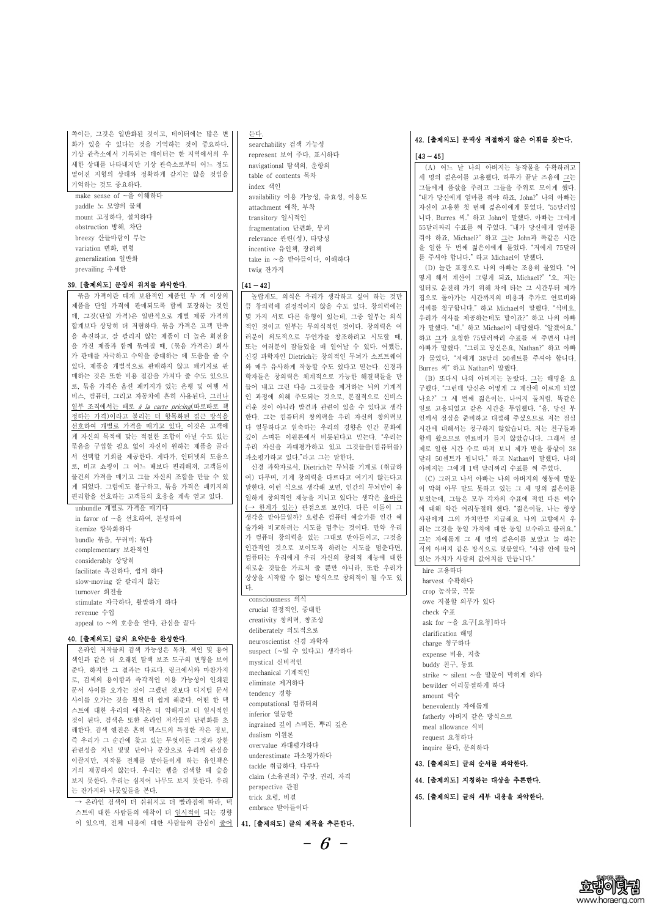쪽이든, 그것은 일반화된 것이고, 데이터에는 많은 변화가 있을 수 있다는 것을 기억하는 것이 중요하다. 기상 관측소에서 기록되는 데이터는 한 지역에서의 우세한 상태를 나타내지만 기상 관측소로부터 어느 정도 떨어진 지형의 상태와 정확하게 같지는 않을 것임을 기억하는 것도 중요하다.

make sense of ~을 이해하다
paddle 노 모양의 물체
mount 고정하다, 설치하다
obstruction 방해, 차단
breezy 산들바람이 부는
variation 변화, 변형
generalization 일반화
prevailing 우세한

### 39. [출제의도] 문장의 위치를 파악한다.

묶음 가격이란 대개 보완적인 제품인 두 개 이상의 제품을 단일 가격에 판매되도록 함께 포장하는 것인데, 그것(단일 가격)은 일반적으로 개별 제품 가격의 합계보다 상당히 더 저렴하다. 묶음 가격은 고객 만족을 촉진하고, 잘 팔리지 않는 제품이 더 높은 회전율을 가진 제품과 함께 묶여질 때, (묶음 가격은) 회사가 판매를 자극하고 수익을 증대하는 데 도움을 줄 수 있다. 제품을 개별적으로 판매하지 않고 패키지로 판매하는 것은 또한 비용 절감을 가져다 줄 수도 있으므로, 묶음 가격은 옵션 패키지가 있는 은행 및 여행 서비스, 컴퓨터, 그리고 자동차에 흔히 사용된다. 그러나 일부 조직에서는 때로 *à la carte pricing*(따로따로 책정하는 가격)이라고 불리는 더 항목화된 접근 방식을 선호하여 개별로 가격을 매기고 있다. 이것은 고객에게 자신의 목적에 맞는 적절한 조합이 아닐 수도 있는 묶음을 구입할 필요 없이 자신이 원하는 제품을 골라서 선택할 기회를 제공한다. 게다가, 인터넷의 도움으로, 비교 쇼핑이 그 어느 때보다 편리해져, 고객들이 물건의 가격을 매기고 그들 자신의 조합을 만들 수 있게 되었다. 그럼에도 불구하고, 묶음 가격은 패키지의 편리함을 선호하는 고객들의 호응을 계속 얻고 있다.

unbundle 개별로 가격을 매기다
in favor of ~을 선호하여, 찬성하여
itemize 항목화하다
bundle 묶음, 꾸러미; 묶다
complementary 보완적인
considerably 상당히
facilitate 촉진하다, 쉽게 하다
slow-moving 잘 팔리지 않는
turnover 회전율
stimulate 자극하다, 활발하게 하다
revenue 수입
appeal to ~의 호응을 얻다, 관심을 끌다

### 40. [출제의도] 글의 요약문을 완성한다.

온라인 저작물의 검색 가능성은 목차, 색인 및 용어 색인과 같은 더 오래된 탐색 보조 도구의 변형을 보여 준다. 하지만 그 결과는 다르다. 링크에서와 마찬가지로, 검색의 용이함과 즉각적인 이용 가능성이 인쇄된 문서 사이를 오가는 것이 그랬던 것보다 디지털 문서 사이를 오가는 것을 훨씬 더 쉽게 해준다. 어떤 한 텍스트에 대한 우리의 애착은 더 약해지고 더 일시적인 것이 된다. 검색은 또한 온라인 저작물의 단편화를 초래한다. 검색 엔진은 흔히 텍스트의 특정한 작은 정보, 즉 우리가 그 순간에 찾고 있는 무엇이든 그것과 강한 관련성을 지닌 몇몇 단어나 문장으로 우리의 관심을 이끌지만, 저작물 전체를 받아들이게 하는 유인책은 거의 제공하지 않는다. 우리는 웹을 검색할 때 숲을 보지 못한다. 우리는 심지어 나무도 보지 못한다. 우리는 잔가지와 나뭇잎들을 본다.

→ 온라인 검색이 더 쉬워지고 더 빨라짐에 따라, 텍스트에 대한 사람들의 애착이 더 일시적이 되는 경향이 있으며, 전체 내용에 대한 사람들의 관심이 줄어든다.

searchability 검색 가능성
represent 보여 주다, 표시하다
navigational 탐색의, 운항의
table of contents 목차
index 색인
availability 이용 가능성, 유효성, 이용도
attachment 애착, 부착
transitory 일시적인
fragmentation 단편화, 붕괴
relevance 관련(성), 타당성
incentive 유인책, 장려책
take in ~을 받아들이다, 이해하다
twig 잔가지

### [41 ~ 42]

놀랍게도, 의식은 우리가 생각하고 싶어 하는 것만큼 창의력에 결정적이지 않을 수도 있다. 창의력에는 몇 가지 서로 다른 유형이 있는데, 그중 일부는 의식적인 것이고 일부는 무의식적인 것이다. 창의력은 여러분이 의도적으로 무언가를 창조하려고 시도할 때, 또는 여러분이 잠들었을 때 일어날 수 있다. 어쨌든, 신경 과학자인 Dietrich는 창의적인 두뇌가 소프트웨어와 매우 유사하게 작동할 수도 있다고 믿는다. 신경과학자들은 창의력은 체계적으로 가능한 해결책들을 만들어 내고 그런 다음 그것들을 제거하는 뇌의 기계적인 과정에 의해 주도되는 것으로, 본질적으로 신비스러운 것이 아니라 발견과 관련이 있을 수 있다고 생각한다. 그는 컴퓨터의 창의력을 우리 자신의 창의력보다 열등하다고 일축하는 우리의 경향은 인간 문화에 깊이 스며든 이원론에서 비롯된다고 믿는다. "우리는 우리 자신을 과대평가하고 있고 그것들(컴퓨터를) 과소평가하고 있다."라고 그는 말한다.

신경 과학자로서, Dietrich는 두뇌를 기계로 (취급하여) 다루며, 기계 창의력을 다르다고 여기지 않는다고 말한다. 이런 식으로 생각해 보면, 인간의 두뇌만이 유일하게 창의적인 재능을 지니고 있다는 생각은 올바른(→ 한계가 있는) 관점으로 보인다. 다른 이들이 그 생각을 받아들일까? 요령은 컴퓨터 예술가를 인간 예술가와 비교하려는 시도를 멈추는 것이다. 만약 우리가 컴퓨터 창의력을 있는 그대로 받아들이고, 그것을 인간적인 것으로 보이도록 하려는 시도를 멈춘다면, 컴퓨터는 우리에게 우리 자신의 창의적 재능에 대한 새로운 것들을 가르쳐 줄 뿐만 아니라, 또한 우리가 상상을 시작할 수 없는 방식으로 창의적이 될 수도 있다.

consciousness 의식
crucial 결정적인, 중대한
creativity 창의력, 창조성
deliberately 의도적으로
neuroscientist 신경 과학자
suspect (~일 수 있다고) 생각하다
mystical 신비적인
mechanical 기계적인
eliminate 제거하다
tendency 경향
computational 컴퓨터의
inferior 열등한
ingrained 깊이 스며든, 뿌리 깊은
dualism 이원론
overvalue 과대평가하다
underestimate 과소평가하다
tackle 취급하다, 다루다
claim (소유권의) 주장, 권리, 자격
perspective 관점
trick 요령, 비결
embrace 받아들이다

### 41. [출제의도] 글의 제목을 추론한다.

### 42. [출제의도] 문맥상 적절하지 않은 어휘를 찾는다.

### [43 ~ 45]

(A) 어느 날 나의 아버지는 농작물을 수확하려고 세 명의 젊은이를 고용했다. 하루가 끝날 즈음에 그는 그들에게 품삯을 주려고 그들을 주위로 모이게 했다. "내가 당신에게 얼마를 줘야 하죠, John?" 나의 아빠는 자신이 고용한 첫 번째 젊은이에게 물었다. "55달러입니다, Burres 씨." 하고 John이 말했다. 아빠는 그에게 55달러짜리 수표를 써 주었다. "내가 당신에게 얼마를 줘야 하죠, Michael?" 하고 그는 John과 똑같은 시간을 일한 두 번째 젊은이에게 물었다. "저에게 75달러를 주셔야 합니다." 하고 Michael이 말했다.

(D) 놀란 표정으로 나의 아빠는 조용히 물었다. "어떻게 해서 계산이 그렇게 되죠, Michael?" "오, 저는 일터로 운전해 가기 위해 차에 타는 그 시간부터 제가 집으로 돌아가는 시간까지의 비용과 추가로 연료비와 식비를 청구합니다." 하고 Michael이 말했다. "식비요, 우리가 식사를 제공하는데도 말이죠?" 하고 나의 아빠가 말했다. "네." 하고 Michael이 대답했다. "알겠어요." 하고 그가 요청한 75달러짜리 수표를 써 주면서 나의 아빠가 말했다. "그리고 당신은요, Nathan?" 하고 아빠가 물었다. "저에게 38달러 50센트를 주셔야 합니다, Burres 씨" 하고 Nathan이 말했다.

(B) 또다시 나의 아버지는 놀랐다. 그는 해명을 요구했다. "그런데 당신은 어떻게 그 계산에 이르게 되었나요?" 그 세 번째 젊은이는, 나머지 둘처럼, 똑같은 일로 고용되었고 같은 시간을 투입했다. "음, 당신 부인께서 점심을 준비하고 대접해 주셨으므로 저는 점심시간에 대해서는 청구하지 않았습니다. 저는 친구들과 함께 왔으므로 연료비가 들지 않았습니다. 그래서 실제로 일한 시간 수로 따져 보니 제가 받을 품삯이 38달러 50센트가 됩니다." 하고 Nathan이 말했다. 나의 아버지는 그에게 1백 달러짜리 수표를 써 주었다.

(C) 그러고 나서 아빠는 나의 아버지의 행동에 말문이 막혀 아무 말도 못하고 있는 그 세 명의 젊은이를 보았는데, 그들은 모두 각자의 수표에 적힌 다른 액수에 대해 약간 어리둥절해 했다. "젊은이들, 나는 항상 사람에게 그의 가치만큼 지급해요. 나의 고향에서 우리는 그것을 동일 가치에 대한 동일 보수라고 불러요." 그는 자애롭게 그 세 명의 젊은이를 보았고 늘 하는 식의 아버지 같은 방식으로 덧붙였다. "사람 안에 들어 있는 가치가 사람의 값어치를 만듭니다."

hire 고용하다
harvest 수확하다
crop 농작물, 곡물
owe 지불할 의무가 있다
check 수표
ask for ~을 요구[요청]하다
clarification 해명
charge 청구하다
expense 비용, 지출
buddy 친구, 동료
strike ~ silent ~을 말문이 막히게 하다
bewilder 어리둥절하게 하다
amount 액수
benevolently 자애롭게
fatherly 아버지 같은 방식으로
meal allowance 식비
request 요청하다
inquire 묻다, 문의하다

### 43. [출제의도] 글의 순서를 파악한다.

### 44. [출제의도] 지칭하는 대상을 추론한다.

### 45. [출제의도] 글의 세부 내용을 파악한다.